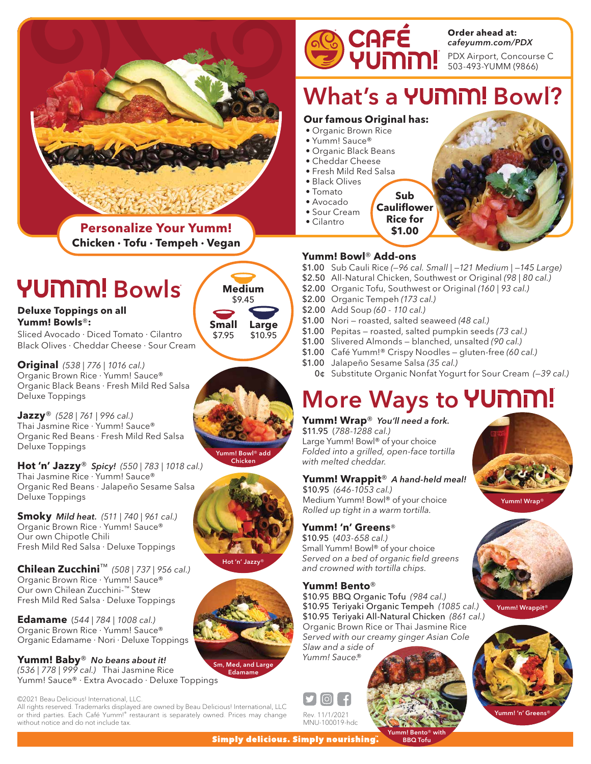# CAFÉ YUMM!

**Order ahead at:** *cafeyumm.com/PDX*
PDX Airport, Concourse C
503-493-YUMM (9866)

**Personalize Your Yumm!**
**Chicken · Tofu · Tempeh · Vegan**

## What's a YUMM! Bowl?

**Our famous Original has:**

- Organic Brown Rice
- Yumm! Sauce®
- Organic Black Beans
- Cheddar Cheese
- Fresh Mild Red Salsa
- Black Olives
- Tomato
- Avocado
- Sour Cream
- Cilantro

**Sub Cauliflower Rice for $1.00**

## YUMM! Bowls

**Medium** $9.45
**Small** $7.95
**Large** $10.95

**Deluxe Toppings on all Yumm! Bowls®:**
Sliced Avocado · Diced Tomato · Cilantro
Black Olives · Cheddar Cheese · Sour Cream

**Original** *(538 | 776 | 1016 cal.)*
Organic Brown Rice · Yumm! Sauce®
Organic Black Beans · Fresh Mild Red Salsa
Deluxe Toppings

**Jazzy®** *(528 | 761 | 996 cal.)*
Thai Jasmine Rice · Yumm! Sauce®
Organic Red Beans · Fresh Mild Red Salsa
Deluxe Toppings

**Hot 'n' Jazzy®** ***Spicy!*** *(550 | 783 | 1018 cal.)*
Thai Jasmine Rice · Yumm! Sauce®
Organic Red Beans · Jalapeño Sesame Salsa
Deluxe Toppings

**Smoky** ***Mild heat.*** *(511 | 740 | 961 cal.)*
Organic Brown Rice · Yumm! Sauce®
Our own Chipotle Chili
Fresh Mild Red Salsa · Deluxe Toppings

**Chilean Zucchini™** *(508 | 737 | 956 cal.)*
Organic Brown Rice · Yumm! Sauce®
Our own Chilean Zucchini-™ Stew
Fresh Mild Red Salsa · Deluxe Toppings

**Edamame** *(544 | 784 | 1008 cal.)*
Organic Brown Rice · Yumm! Sauce®
Organic Edamame · Nori · Deluxe Toppings

**Yumm! Baby®** ***No beans about it!***
*(536 | 778 | 999 cal.)* Thai Jasmine Rice
Yumm! Sauce® · Extra Avocado · Deluxe Toppings

Yumm! Bowl® add Chicken

Hot 'n' Jazzy®

Sm, Med, and Large Edamame

### Yumm! Bowl® Add-ons

- $1.00 Sub Cauli Rice *(–96 cal. Small | –121 Medium | –145 Large)*
- $2.50 All-Natural Chicken, Southwest or Original *(98 | 80 cal.)*
- $2.00 Organic Tofu, Southwest or Original *(160 | 93 cal.)*
- $2.00 Organic Tempeh *(173 cal.)*
- $2.00 Add Soup *(60 - 110 cal.)*
- $1.00 Nori – roasted, salted seaweed *(48 cal.)*
- $1.00 Pepitas – roasted, salted pumpkin seeds *(73 cal.)*
- $1.00 Slivered Almonds – blanched, unsalted *(90 cal.)*
- $1.00 Café Yumm!® Crispy Noodles – gluten-free *(60 cal.)*
- $1.00 Jalapeño Sesame Salsa *(35 cal.)*
- 0¢ Substitute Organic Nonfat Yogurt for Sour Cream *(–39 cal.)*

## More Ways to YUMM!

**Yumm! Wrap®** ***You'll need a fork.***
$11.95 *(788-1288 cal.)*
Large Yumm! Bowl® of your choice
*Folded into a grilled, open-face tortilla with melted cheddar.*

**Yumm! Wrappit®** ***A hand-held meal!***
$10.95 *(646-1053 cal.)*
Medium Yumm! Bowl® of your choice
*Rolled up tight in a warm tortilla.*

**Yumm! 'n' Greens®**
$10.95 *(403-658 cal.)*
Small Yumm! Bowl® of your choice
*Served on a bed of organic field greens and crowned with tortilla chips.*

**Yumm! Bento®**
$10.95 BBQ Organic Tofu *(984 cal.)*
$10.95 Teriyaki Organic Tempeh *(1085 cal.)*
$10.95 Teriyaki All-Natural Chicken *(861 cal.)*
Organic Brown Rice or Thai Jasmine Rice
*Served with our creamy ginger Asian Cole Slaw and a side of Yumm! Sauce.®*

Yumm! Wrap®

Yumm! Wrappit®

Yumm! 'n' Greens®

Yumm! Bento® with BBQ Tofu

©2021 Beau Delicious! International, LLC.
All rights reserved. Trademarks displayed are owned by Beau Delicious! International, LLC or third parties. Each Café Yumm!® restaurant is separately owned. Prices may change without notice and do not include tax.

Rev. 11/1/2021
MNU-100019-hdc

**Simply delicious. Simply nourishing.™**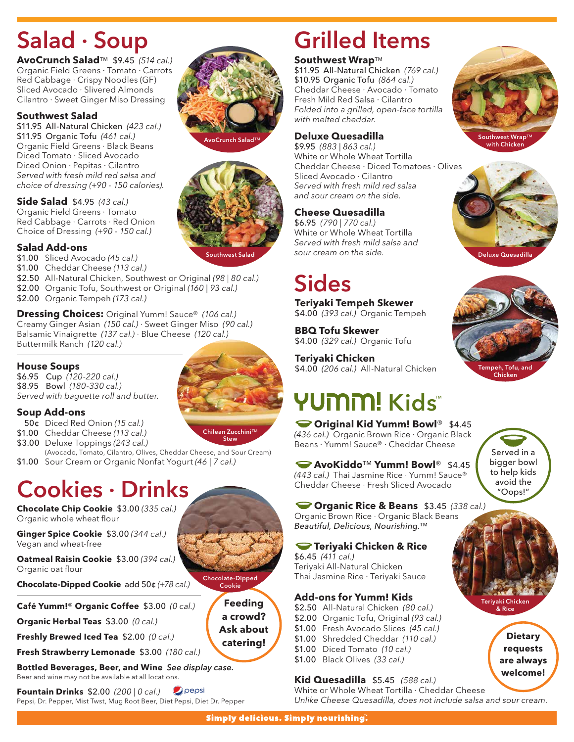# Salad · Soup

**AvoCrunch Salad™** $9.45 *(514 cal.)*
Organic Field Greens · Tomato · Carrots
Red Cabbage · Crispy Noodles (GF)
Sliced Avocado · Slivered Almonds
Cilantro · Sweet Ginger Miso Dressing

**Southwest Salad**
$11.95 All-Natural Chicken *(423 cal.)*
$11.95 Organic Tofu *(461 cal.)*
Organic Field Greens · Black Beans
Diced Tomato · Sliced Avocado
Diced Onion · Pepitas · Cilantro
*Served with fresh mild red salsa and choice of dressing (+90 - 150 calories).*

**Side Salad** $4.95 *(43 cal.)*
Organic Field Greens · Tomato
Red Cabbage · Carrots · Red Onion
Choice of Dressing *(+90 - 150 cal.)*

AvoCrunch Salad™

Southwest Salad

**Salad Add-ons**
- $1.00 Sliced Avocado *(45 cal.)*
- $1.00 Cheddar Cheese *(113 cal.)*
- $2.50 All-Natural Chicken, Southwest or Original *(98 | 80 cal.)*
- $2.00 Organic Tofu, Southwest or Original *(160 | 93 cal.)*
- $2.00 Organic Tempeh *(173 cal.)*

**Dressing Choices:** Original Yumm! Sauce® *(106 cal.)*
Creamy Ginger Asian *(150 cal.)* · Sweet Ginger Miso *(90 cal.)*
Balsamic Vinaigrette *(137 cal.)* · Blue Cheese *(120 cal.)*
Buttermilk Ranch *(120 cal.)*

**House Soups**
$6.95 Cup *(120-220 cal.)*
$8.95 Bowl *(180-330 cal.)*
*Served with baguette roll and butter.*

**Soup Add-ons**
- 50¢ Diced Red Onion *(15 cal.)*
- $1.00 Cheddar Cheese *(113 cal.)*
- $3.00 Deluxe Toppings *(243 cal.)* (Avocado, Tomato, Cilantro, Olives, Cheddar Cheese, and Sour Cream)
- $1.00 Sour Cream or Organic Nonfat Yogurt *(46 | 7 cal.)*

Chilean Zucchini™ Stew

# Cookies · Drinks

**Chocolate Chip Cookie** $3.00 *(335 cal.)*
Organic whole wheat flour

**Ginger Spice Cookie** $3.00 *(344 cal.)*
Vegan and wheat-free

**Oatmeal Raisin Cookie** $3.00 *(394 cal.)*
Organic oat flour

**Chocolate-Dipped Cookie** add 50¢ *(+78 cal.)*

Chocolate-Dipped Cookie

**Café Yumm!® Organic Coffee** $3.00 *(0 cal.)*

**Organic Herbal Teas** $3.00 *(0 cal.)*

**Freshly Brewed Iced Tea** $2.00 *(0 cal.)*

**Fresh Strawberry Lemonade** $3.00 *(180 cal.)*

**Feeding a crowd? Ask about catering!**

**Bottled Beverages, Beer, and Wine** *See display case.*
Beer and wine may not be available at all locations.

**Fountain Drinks** $2.00 *(200 | 0 cal.)* pepsi
Pepsi, Dr. Pepper, Mist Twst, Mug Root Beer, Diet Pepsi, Diet Dr. Pepper

# Grilled Items

**Southwest Wrap™**
$11.95 All-Natural Chicken *(769 cal.)*
$10.95 Organic Tofu *(864 cal.)*
Cheddar Cheese · Avocado · Tomato
Fresh Mild Red Salsa · Cilantro
*Folded into a grilled, open-face tortilla with melted cheddar.*

Southwest Wrap™ with Chicken

**Deluxe Quesadilla**
$9.95 *(883 | 863 cal.)*
White or Whole Wheat Tortilla
Cheddar Cheese · Diced Tomatoes · Olives
Sliced Avocado · Cilantro
*Served with fresh mild red salsa and sour cream on the side.*

**Cheese Quesadilla**
$6.95 *(790 | 770 cal.)*
White or Whole Wheat Tortilla
*Served with fresh mild salsa and sour cream on the side.*

Deluxe Quesadilla

# Sides

**Teriyaki Tempeh Skewer**
$4.00 *(393 cal.)* Organic Tempeh

**BBQ Tofu Skewer**
$4.00 *(329 cal.)* Organic Tofu

**Teriyaki Chicken**
$4.00 *(206 cal.)* All-Natural Chicken

Tempeh, Tofu, and Chicken

# YUMM! Kids™

**Original Kid Yumm! Bowl®** $4.45
*(436 cal.)* Organic Brown Rice · Organic Black Beans · Yumm! Sauce® · Cheddar Cheese

**AvoKiddo™ Yumm! Bowl®** $4.45
*(443 cal.)* Thai Jasmine Rice · Yumm! Sauce® Cheddar Cheese · Fresh Sliced Avocado

Served in a bigger bowl to help kids avoid the "Oops!"

**Organic Rice & Beans** $3.45 *(338 cal.)*
Organic Brown Rice · Organic Black Beans
*Beautiful, Delicious, Nourishing.™*

**Teriyaki Chicken & Rice**
$6.45 *(411 cal.)*
Teriyaki All-Natural Chicken
Thai Jasmine Rice · Teriyaki Sauce

Teriyaki Chicken & Rice

**Add-ons for Yumm! Kids**
- $2.50 All-Natural Chicken *(80 cal.)*
- $2.00 Organic Tofu, Original *(93 cal.)*
- $1.00 Fresh Avocado Slices *(45 cal.)*
- $1.00 Shredded Cheddar *(110 cal.)*
- $1.00 Diced Tomato *(10 cal.)*
- $1.00 Black Olives *(33 cal.)*

**Dietary requests are always welcome!**

**Kid Quesadilla** $5.45 *(588 cal.)*
White or Whole Wheat Tortilla · Cheddar Cheese
*Unlike Cheese Quesadilla, does not include salsa and sour cream.*

**Simply delicious. Simply nourishing.™**